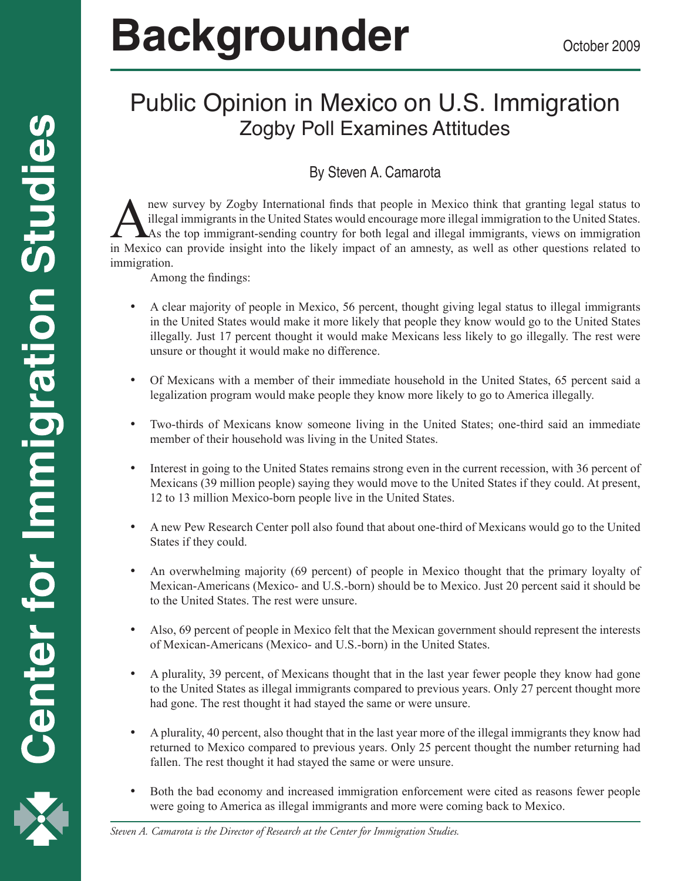# Backgrounder

October 2009

## Public Opinion in Mexico on U.S. Immigration
### Zogby Poll Examines Attitudes

By Steven A. Camarota

A new survey by Zogby International finds that people in Mexico think that granting legal status to illegal immigrants in the United States would encourage more illegal immigration to the United States. As the top immigrant-sending country for both legal and illegal immigrants, views on immigration in Mexico can provide insight into the likely impact of an amnesty, as well as other questions related to immigration.

Among the findings:

- A clear majority of people in Mexico, 56 percent, thought giving legal status to illegal immigrants in the United States would make it more likely that people they know would go to the United States illegally. Just 17 percent thought it would make Mexicans less likely to go illegally. The rest were unsure or thought it would make no difference.
- Of Mexicans with a member of their immediate household in the United States, 65 percent said a legalization program would make people they know more likely to go to America illegally.
- Two-thirds of Mexicans know someone living in the United States; one-third said an immediate member of their household was living in the United States.
- Interest in going to the United States remains strong even in the current recession, with 36 percent of Mexicans (39 million people) saying they would move to the United States if they could. At present, 12 to 13 million Mexico-born people live in the United States.
- A new Pew Research Center poll also found that about one-third of Mexicans would go to the United States if they could.
- An overwhelming majority (69 percent) of people in Mexico thought that the primary loyalty of Mexican-Americans (Mexico- and U.S.-born) should be to Mexico. Just 20 percent said it should be to the United States. The rest were unsure.
- Also, 69 percent of people in Mexico felt that the Mexican government should represent the interests of Mexican-Americans (Mexico- and U.S.-born) in the United States.
- A plurality, 39 percent, of Mexicans thought that in the last year fewer people they know had gone to the United States as illegal immigrants compared to previous years. Only 27 percent thought more had gone. The rest thought it had stayed the same or were unsure.
- A plurality, 40 percent, also thought that in the last year more of the illegal immigrants they know had returned to Mexico compared to previous years. Only 25 percent thought the number returning had fallen. The rest thought it had stayed the same or were unsure.
- Both the bad economy and increased immigration enforcement were cited as reasons fewer people were going to America as illegal immigrants and more were coming back to Mexico.

*Steven A. Camarota is the Director of Research at the Center for Immigration Studies.*

Center for Immigration Studies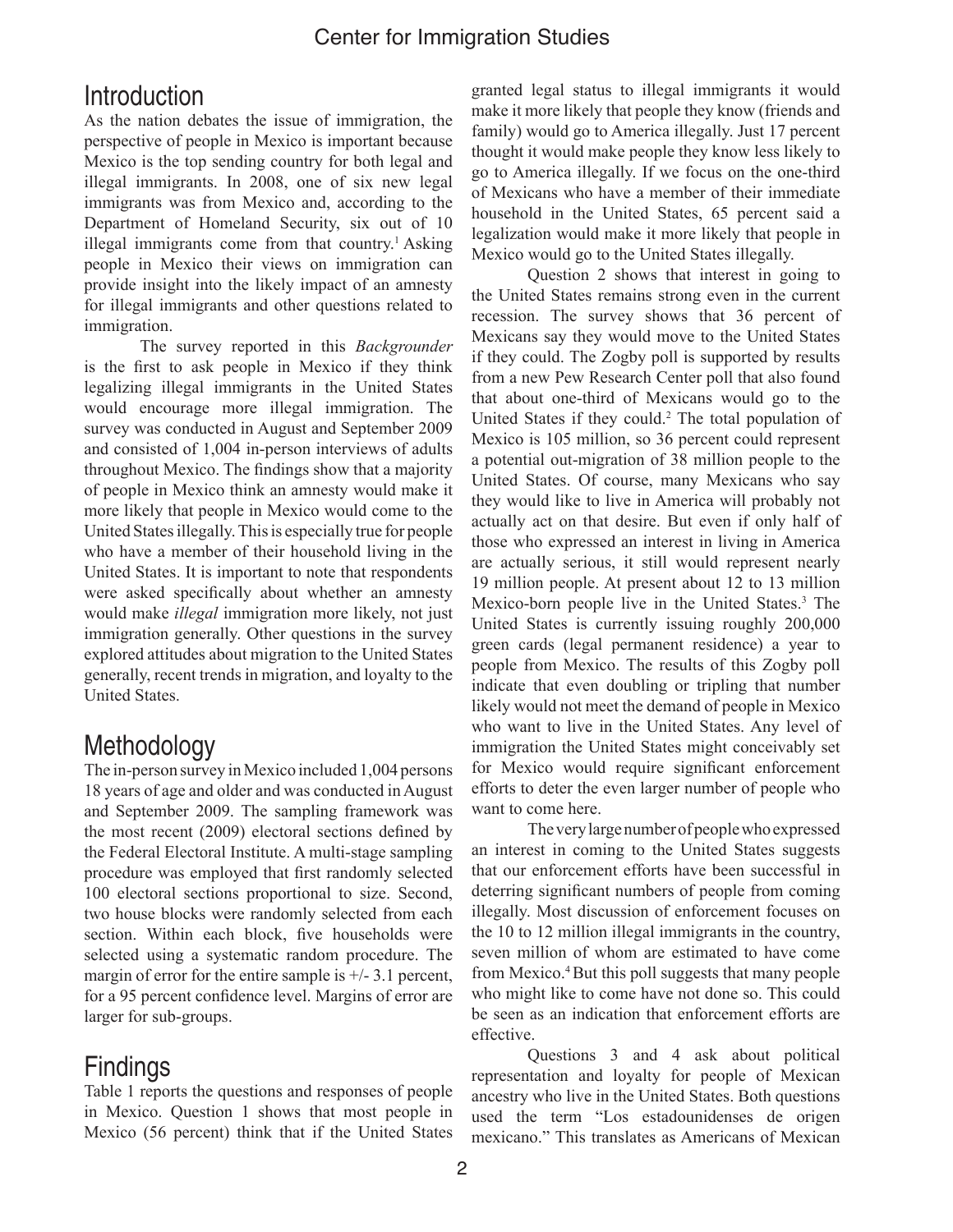## Introduction

As the nation debates the issue of immigration, the perspective of people in Mexico is important because Mexico is the top sending country for both legal and illegal immigrants. In 2008, one of six new legal immigrants was from Mexico and, according to the Department of Homeland Security, six out of 10 illegal immigrants come from that country.[1] Asking people in Mexico their views on immigration can provide insight into the likely impact of an amnesty for illegal immigrants and other questions related to immigration.

The survey reported in this *Backgrounder* is the first to ask people in Mexico if they think legalizing illegal immigrants in the United States would encourage more illegal immigration. The survey was conducted in August and September 2009 and consisted of 1,004 in-person interviews of adults throughout Mexico. The findings show that a majority of people in Mexico think an amnesty would make it more likely that people in Mexico would come to the United States illegally. This is especially true for people who have a member of their household living in the United States. It is important to note that respondents were asked specifically about whether an amnesty would make *illegal* immigration more likely, not just immigration generally. Other questions in the survey explored attitudes about migration to the United States generally, recent trends in migration, and loyalty to the United States.

## Methodology

The in-person survey in Mexico included 1,004 persons 18 years of age and older and was conducted in August and September 2009. The sampling framework was the most recent (2009) electoral sections defined by the Federal Electoral Institute. A multi-stage sampling procedure was employed that first randomly selected 100 electoral sections proportional to size. Second, two house blocks were randomly selected from each section. Within each block, five households were selected using a systematic random procedure. The margin of error for the entire sample is +/- 3.1 percent, for a 95 percent confidence level. Margins of error are larger for sub-groups.

## Findings

Table 1 reports the questions and responses of people in Mexico. Question 1 shows that most people in Mexico (56 percent) think that if the United States granted legal status to illegal immigrants it would make it more likely that people they know (friends and family) would go to America illegally. Just 17 percent thought it would make people they know less likely to go to America illegally. If we focus on the one-third of Mexicans who have a member of their immediate household in the United States, 65 percent said a legalization would make it more likely that people in Mexico would go to the United States illegally.

Question 2 shows that interest in going to the United States remains strong even in the current recession. The survey shows that 36 percent of Mexicans say they would move to the United States if they could. The Zogby poll is supported by results from a new Pew Research Center poll that also found that about one-third of Mexicans would go to the United States if they could.[2] The total population of Mexico is 105 million, so 36 percent could represent a potential out-migration of 38 million people to the United States. Of course, many Mexicans who say they would like to live in America will probably not actually act on that desire. But even if only half of those who expressed an interest in living in America are actually serious, it still would represent nearly 19 million people. At present about 12 to 13 million Mexico-born people live in the United States.[3] The United States is currently issuing roughly 200,000 green cards (legal permanent residence) a year to people from Mexico. The results of this Zogby poll indicate that even doubling or tripling that number likely would not meet the demand of people in Mexico who want to live in the United States. Any level of immigration the United States might conceivably set for Mexico would require significant enforcement efforts to deter the even larger number of people who want to come here.

The very large number of people who expressed an interest in coming to the United States suggests that our enforcement efforts have been successful in deterring significant numbers of people from coming illegally. Most discussion of enforcement focuses on the 10 to 12 million illegal immigrants in the country, seven million of whom are estimated to have come from Mexico.[4] But this poll suggests that many people who might like to come have not done so. This could be seen as an indication that enforcement efforts are effective.

Questions 3 and 4 ask about political representation and loyalty for people of Mexican ancestry who live in the United States. Both questions used the term "Los estadounidenses de origen mexicano." This translates as Americans of Mexican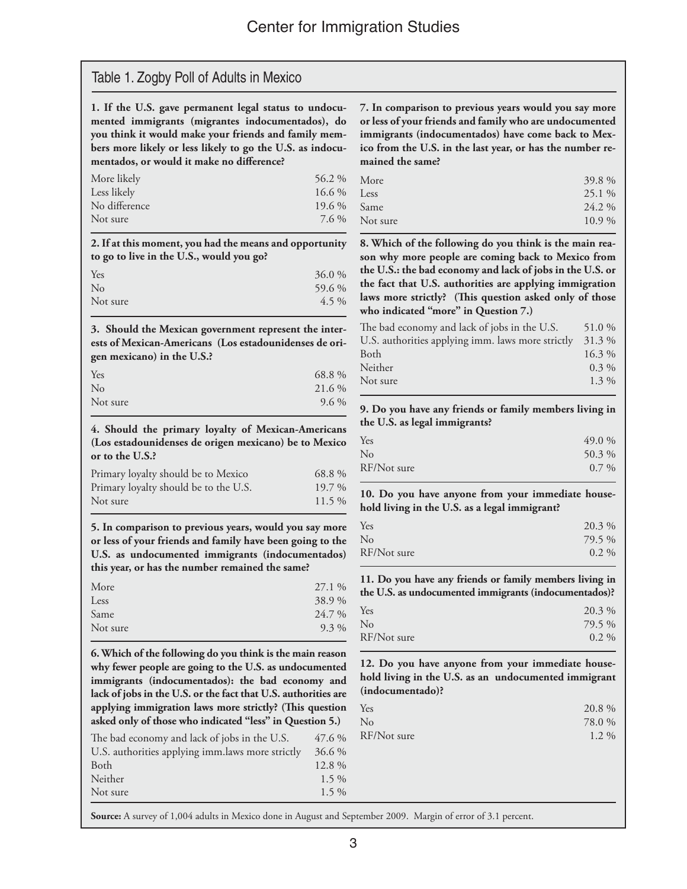## Table 1. Zogby Poll of Adults in Mexico

**1. If the U.S. gave permanent legal status to undocumented immigrants (migrantes indocumentados), do you think it would make your friends and family members more likely or less likely to go the U.S. as indocumentados, or would it make no difference?**

| | |
|---|---|
| More likely | 56.2 % |
| Less likely | 16.6 % |
| No difference | 19.6 % |
| Not sure | 7.6 % |

**2. If at this moment, you had the means and opportunity to go to live in the U.S., would you go?**

| | |
|---|---|
| Yes | 36.0 % |
| No | 59.6 % |
| Not sure | 4.5 % |

**3. Should the Mexican government represent the interests of Mexican-Americans (Los estadounidenses de origen mexicano) in the U.S.?**

| | |
|---|---|
| Yes | 68.8 % |
| No | 21.6 % |
| Not sure | 9.6 % |

**4. Should the primary loyalty of Mexican-Americans (Los estadounidenses de origen mexicano) be to Mexico or to the U.S.?**

| | |
|---|---|
| Primary loyalty should be to Mexico | 68.8 % |
| Primary loyalty should be to the U.S. | 19.7 % |
| Not sure | 11.5 % |

**5. In comparison to previous years, would you say more or less of your friends and family have been going to the U.S. as undocumented immigrants (indocumentados) this year, or has the number remained the same?**

| | |
|---|---|
| More | 27.1 % |
| Less | 38.9 % |
| Same | 24.7 % |
| Not sure | 9.3 % |

**6. Which of the following do you think is the main reason why fewer people are going to the U.S. as undocumented immigrants (indocumentados): the bad economy and lack of jobs in the U.S. or the fact that U.S. authorities are applying immigration laws more strictly? (This question asked only of those who indicated "less" in Question 5.)**

| | |
|---|---|
| The bad economy and lack of jobs in the U.S. | 47.6 % |
| U.S. authorities applying imm.laws more strictly | 36.6 % |
| Both | 12.8 % |
| Neither | 1.5 % |
| Not sure | 1.5 % |

**7. In comparison to previous years would you say more or less of your friends and family who are undocumented immigrants (indocumentados) have come back to Mexico from the U.S. in the last year, or has the number remained the same?**

| | |
|---|---|
| More | 39.8 % |
| Less | 25.1 % |
| Same | 24.2 % |
| Not sure | 10.9 % |

**8. Which of the following do you think is the main reason why more people are coming back to Mexico from the U.S.: the bad economy and lack of jobs in the U.S. or the fact that U.S. authorities are applying immigration laws more strictly? (This question asked only of those who indicated "more" in Question 7.)**

| | |
|---|---|
| The bad economy and lack of jobs in the U.S. | 51.0 % |
| U.S. authorities applying imm. laws more strictly | 31.3 % |
| Both | 16.3 % |
| Neither | 0.3 % |
| Not sure | 1.3 % |

**9. Do you have any friends or family members living in the U.S. as legal immigrants?**

| | |
|---|---|
| Yes | 49.0 % |
| No | 50.3 % |
| RF/Not sure | 0.7 % |

**10. Do you have anyone from your immediate household living in the U.S. as a legal immigrant?**

| | |
|---|---|
| Yes | 20.3 % |
| No | 79.5 % |
| RF/Not sure | 0.2 % |

**11. Do you have any friends or family members living in the U.S. as undocumented immigrants (indocumentados)?**

| | |
|---|---|
| Yes | 20.3 % |
| No | 79.5 % |
| RF/Not sure | 0.2 % |

**12. Do you have anyone from your immediate household living in the U.S. as an undocumented immigrant (indocumentado)?**

| | |
|---|---|
| Yes | 20.8 % |
| No | 78.0 % |
| RF/Not sure | 1.2 % |

**Source:** A survey of 1,004 adults in Mexico done in August and September 2009. Margin of error of 3.1 percent.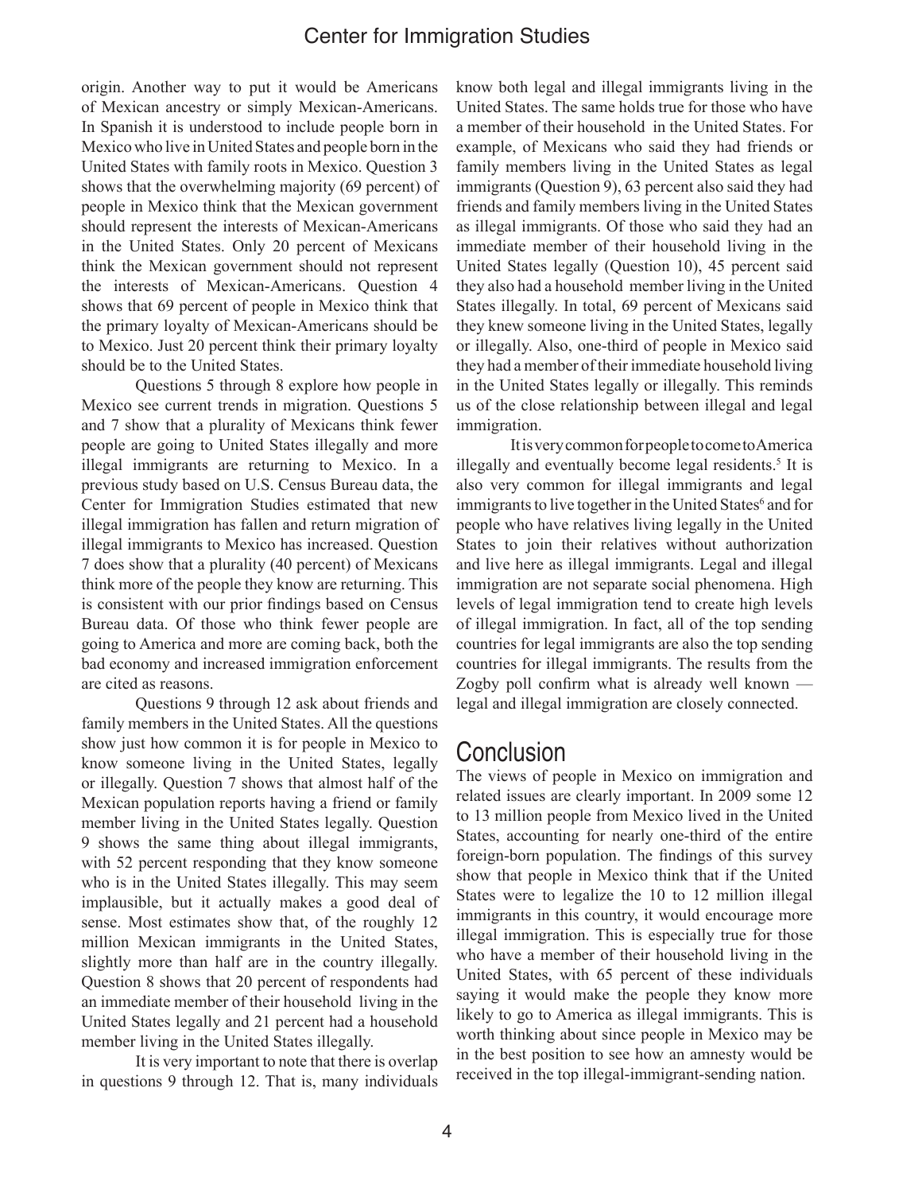origin. Another way to put it would be Americans of Mexican ancestry or simply Mexican-Americans. In Spanish it is understood to include people born in Mexico who live in United States and people born in the United States with family roots in Mexico. Question 3 shows that the overwhelming majority (69 percent) of people in Mexico think that the Mexican government should represent the interests of Mexican-Americans in the United States. Only 20 percent of Mexicans think the Mexican government should not represent the interests of Mexican-Americans. Question 4 shows that 69 percent of people in Mexico think that the primary loyalty of Mexican-Americans should be to Mexico. Just 20 percent think their primary loyalty should be to the United States.

Questions 5 through 8 explore how people in Mexico see current trends in migration. Questions 5 and 7 show that a plurality of Mexicans think fewer people are going to United States illegally and more illegal immigrants are returning to Mexico. In a previous study based on U.S. Census Bureau data, the Center for Immigration Studies estimated that new illegal immigration has fallen and return migration of illegal immigrants to Mexico has increased. Question 7 does show that a plurality (40 percent) of Mexicans think more of the people they know are returning. This is consistent with our prior findings based on Census Bureau data. Of those who think fewer people are going to America and more are coming back, both the bad economy and increased immigration enforcement are cited as reasons.

Questions 9 through 12 ask about friends and family members in the United States. All the questions show just how common it is for people in Mexico to know someone living in the United States, legally or illegally. Question 7 shows that almost half of the Mexican population reports having a friend or family member living in the United States legally. Question 9 shows the same thing about illegal immigrants, with 52 percent responding that they know someone who is in the United States illegally. This may seem implausible, but it actually makes a good deal of sense. Most estimates show that, of the roughly 12 million Mexican immigrants in the United States, slightly more than half are in the country illegally. Question 8 shows that 20 percent of respondents had an immediate member of their household living in the United States legally and 21 percent had a household member living in the United States illegally.

It is very important to note that there is overlap in questions 9 through 12. That is, many individuals know both legal and illegal immigrants living in the United States. The same holds true for those who have a member of their household in the United States. For example, of Mexicans who said they had friends or family members living in the United States as legal immigrants (Question 9), 63 percent also said they had friends and family members living in the United States as illegal immigrants. Of those who said they had an immediate member of their household living in the United States legally (Question 10), 45 percent said they also had a household member living in the United States illegally. In total, 69 percent of Mexicans said they knew someone living in the United States, legally or illegally. Also, one-third of people in Mexico said they had a member of their immediate household living in the United States legally or illegally. This reminds us of the close relationship between illegal and legal immigration.

It is very common for people to come to America illegally and eventually become legal residents.[5] It is also very common for illegal immigrants and legal immigrants to live together in the United States[6] and for people who have relatives living legally in the United States to join their relatives without authorization and live here as illegal immigrants. Legal and illegal immigration are not separate social phenomena. High levels of legal immigration tend to create high levels of illegal immigration. In fact, all of the top sending countries for legal immigrants are also the top sending countries for illegal immigrants. The results from the Zogby poll confirm what is already well known — legal and illegal immigration are closely connected.

## Conclusion

The views of people in Mexico on immigration and related issues are clearly important. In 2009 some 12 to 13 million people from Mexico lived in the United States, accounting for nearly one-third of the entire foreign-born population. The findings of this survey show that people in Mexico think that if the United States were to legalize the 10 to 12 million illegal immigrants in this country, it would encourage more illegal immigration. This is especially true for those who have a member of their household living in the United States, with 65 percent of these individuals saying it would make the people they know more likely to go to America as illegal immigrants. This is worth thinking about since people in Mexico may be in the best position to see how an amnesty would be received in the top illegal-immigrant-sending nation.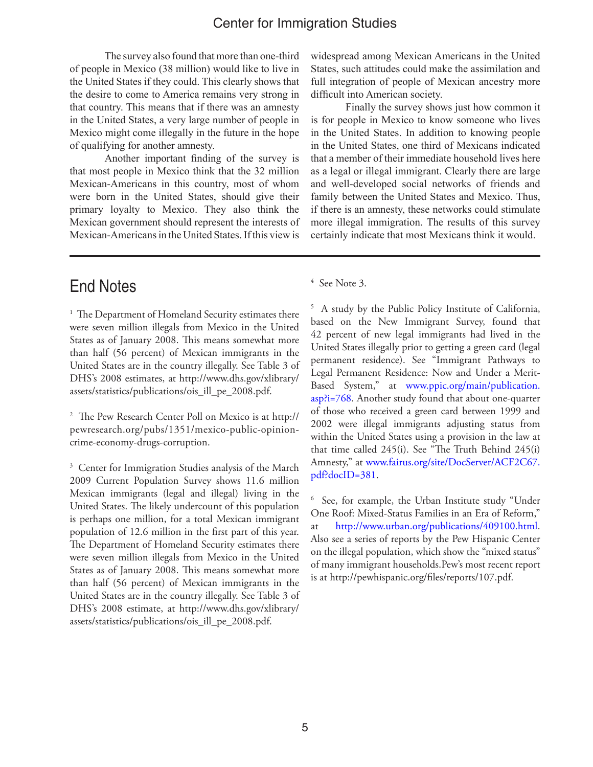The survey also found that more than one-third of people in Mexico (38 million) would like to live in the United States if they could. This clearly shows that the desire to come to America remains very strong in that country. This means that if there was an amnesty in the United States, a very large number of people in Mexico might come illegally in the future in the hope of qualifying for another amnesty.

Another important finding of the survey is that most people in Mexico think that the 32 million Mexican-Americans in this country, most of whom were born in the United States, should give their primary loyalty to Mexico. They also think the Mexican government should represent the interests of Mexican-Americans in the United States. If this view is widespread among Mexican Americans in the United States, such attitudes could make the assimilation and full integration of people of Mexican ancestry more difficult into American society.

Finally the survey shows just how common it is for people in Mexico to know someone who lives in the United States. In addition to knowing people in the United States, one third of Mexicans indicated that a member of their immediate household lives here as a legal or illegal immigrant. Clearly there are large and well-developed social networks of friends and family between the United States and Mexico. Thus, if there is an amnesty, these networks could stimulate more illegal immigration. The results of this survey certainly indicate that most Mexicans think it would.

## End Notes

[1] The Department of Homeland Security estimates there were seven million illegals from Mexico in the United States as of January 2008. This means somewhat more than half (56 percent) of Mexican immigrants in the United States are in the country illegally. See Table 3 of DHS's 2008 estimates, at http://www.dhs.gov/xlibrary/assets/statistics/publications/ois_ill_pe_2008.pdf.

[2] The Pew Research Center Poll on Mexico is at http://pewresearch.org/pubs/1351/mexico-public-opinion-crime-economy-drugs-corruption.

[3] Center for Immigration Studies analysis of the March 2009 Current Population Survey shows 11.6 million Mexican immigrants (legal and illegal) living in the United States. The likely undercount of this population is perhaps one million, for a total Mexican immigrant population of 12.6 million in the first part of this year. The Department of Homeland Security estimates there were seven million illegals from Mexico in the United States as of January 2008. This means somewhat more than half (56 percent) of Mexican immigrants in the United States are in the country illegally. See Table 3 of DHS's 2008 estimate, at http://www.dhs.gov/xlibrary/assets/statistics/publications/ois_ill_pe_2008.pdf.

[4] See Note 3.

[5] A study by the Public Policy Institute of California, based on the New Immigrant Survey, found that 42 percent of new legal immigrants had lived in the United States illegally prior to getting a green card (legal permanent residence). See "Immigrant Pathways to Legal Permanent Residence: Now and Under a Merit-Based System," at www.ppic.org/main/publication.asp?i=768. Another study found that about one-quarter of those who received a green card between 1999 and 2002 were illegal immigrants adjusting status from within the United States using a provision in the law at that time called 245(i). See "The Truth Behind 245(i) Amnesty," at www.fairus.org/site/DocServer/ACF2C67.pdf?docID=381.

[6] See, for example, the Urban Institute study "Under One Roof: Mixed-Status Families in an Era of Reform," at http://www.urban.org/publications/409100.html. Also see a series of reports by the Pew Hispanic Center on the illegal population, which show the "mixed status" of many immigrant households.Pew's most recent report is at http://pewhispanic.org/files/reports/107.pdf.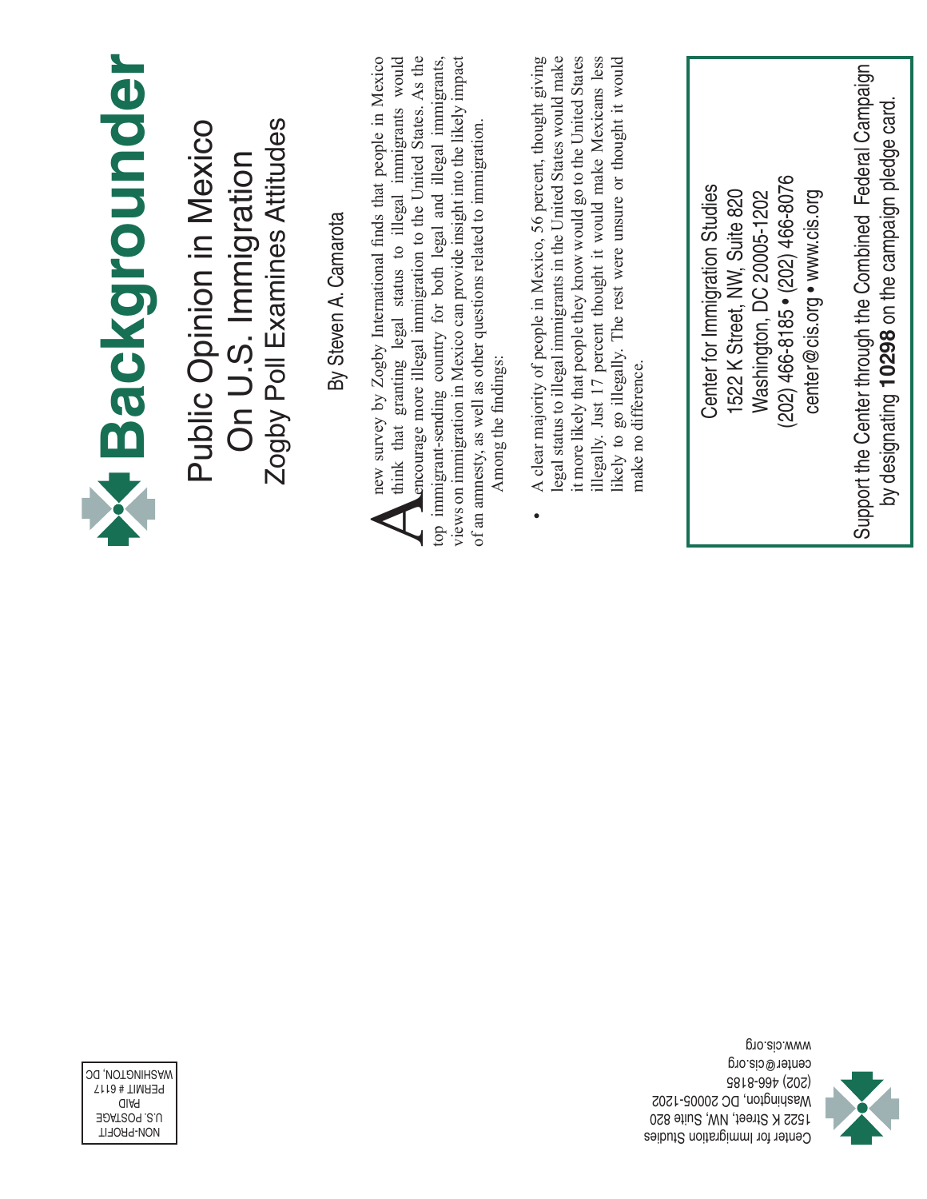Center for Immigration Studies
1522 K Street, NW, Suite 820
Washington, DC 20005-1202
(202) 466-8185
center@cis.org
www.cis.org

NON-PROFIT
U.S. POSTAGE
PAID
PERMIT # 6117
WASHINGTON, DC

# Backgrounder

## Public Opinion in Mexico On U.S. Immigration

### Zogby Poll Examines Attitudes

By Steven A. Camarota

A new survey by Zogby International finds that people in Mexico think that granting legal status to illegal immigrants would encourage more illegal immigration to the United States. As the top immigrant-sending country for both legal and illegal immigrants, views on immigration in Mexico can provide insight into the likely impact of an amnesty, as well as other questions related to immigration.

Among the findings:

- A clear majority of people in Mexico, 56 percent, thought giving legal status to illegal immigrants in the United States would make it more likely that people they know would go to the United States illegally. Just 17 percent thought it would make Mexicans less likely to go illegally. The rest were unsure or thought it would make no difference.

Center for Immigration Studies
1522 K Street, NW, Suite 820
Washington, DC 20005-1202
(202) 466-8185 • (202) 466-8076
center@cis.org • www.cis.org

Support the Center through the Combined Federal Campaign by designating **10298** on the campaign pledge card.